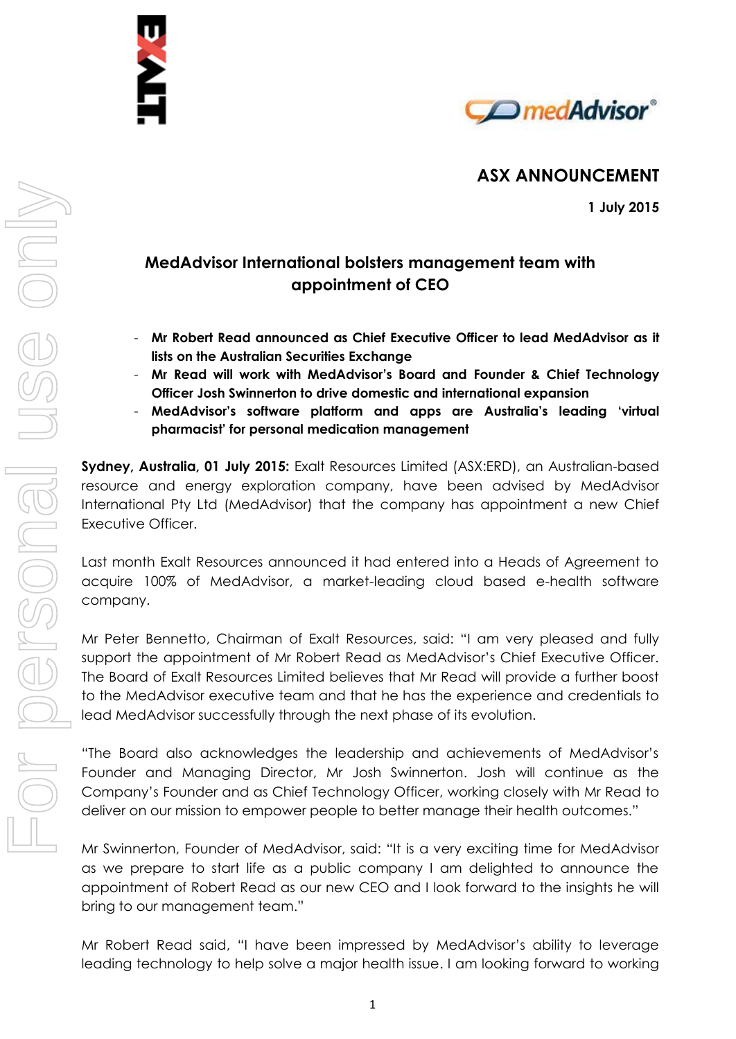## ASX ANNOUNCEMENT

**1 July 2015**

# MedAdvisor International bolsters management team with appointment of CEO

- **Mr Robert Read announced as Chief Executive Officer to lead MedAdvisor as it lists on the Australian Securities Exchange**
- **Mr Read will work with MedAdvisor's Board and Founder & Chief Technology Officer Josh Swinnerton to drive domestic and international expansion**
- **MedAdvisor's software platform and apps are Australia's leading 'virtual pharmacist' for personal medication management**

**Sydney, Australia, 01 July 2015:** Exalt Resources Limited (ASX:ERD), an Australian-based resource and energy exploration company, have been advised by MedAdvisor International Pty Ltd (MedAdvisor) that the company has appointment a new Chief Executive Officer.

Last month Exalt Resources announced it had entered into a Heads of Agreement to acquire 100% of MedAdvisor, a market-leading cloud based e-health software company.

Mr Peter Bennetto, Chairman of Exalt Resources, said: "I am very pleased and fully support the appointment of Mr Robert Read as MedAdvisor's Chief Executive Officer. The Board of Exalt Resources Limited believes that Mr Read will provide a further boost to the MedAdvisor executive team and that he has the experience and credentials to lead MedAdvisor successfully through the next phase of its evolution.

"The Board also acknowledges the leadership and achievements of MedAdvisor's Founder and Managing Director, Mr Josh Swinnerton. Josh will continue as the Company's Founder and as Chief Technology Officer, working closely with Mr Read to deliver on our mission to empower people to better manage their health outcomes."

Mr Swinnerton, Founder of MedAdvisor, said: "It is a very exciting time for MedAdvisor as we prepare to start life as a public company I am delighted to announce the appointment of Robert Read as our new CEO and I look forward to the insights he will bring to our management team."

Mr Robert Read said, "I have been impressed by MedAdvisor's ability to leverage leading technology to help solve a major health issue. I am looking forward to working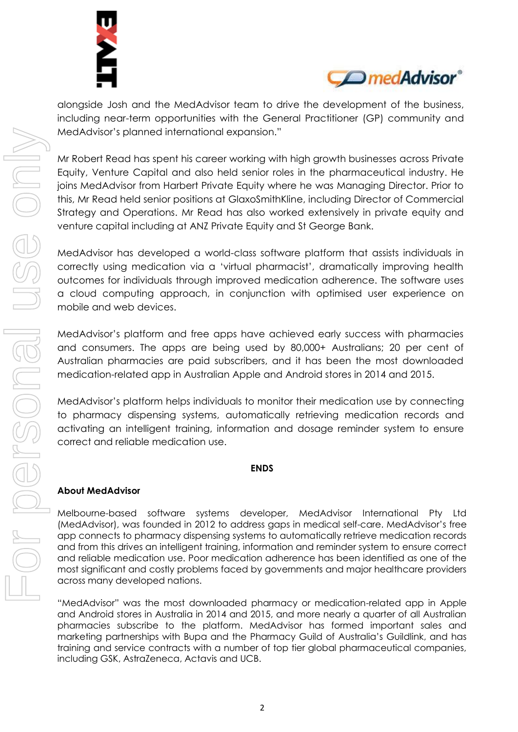alongside Josh and the MedAdvisor team to drive the development of the business, including near-term opportunities with the General Practitioner (GP) community and MedAdvisor's planned international expansion."

Mr Robert Read has spent his career working with high growth businesses across Private Equity, Venture Capital and also held senior roles in the pharmaceutical industry. He joins MedAdvisor from Harbert Private Equity where he was Managing Director. Prior to this, Mr Read held senior positions at GlaxoSmithKline, including Director of Commercial Strategy and Operations. Mr Read has also worked extensively in private equity and venture capital including at ANZ Private Equity and St George Bank.

MedAdvisor has developed a world-class software platform that assists individuals in correctly using medication via a 'virtual pharmacist', dramatically improving health outcomes for individuals through improved medication adherence. The software uses a cloud computing approach, in conjunction with optimised user experience on mobile and web devices.

MedAdvisor's platform and free apps have achieved early success with pharmacies and consumers. The apps are being used by 80,000+ Australians; 20 per cent of Australian pharmacies are paid subscribers, and it has been the most downloaded medication-related app in Australian Apple and Android stores in 2014 and 2015.

MedAdvisor's platform helps individuals to monitor their medication use by connecting to pharmacy dispensing systems, automatically retrieving medication records and activating an intelligent training, information and dosage reminder system to ensure correct and reliable medication use.

**ENDS**

**About MedAdvisor**

Melbourne-based software systems developer, MedAdvisor International Pty Ltd (MedAdvisor), was founded in 2012 to address gaps in medical self-care. MedAdvisor's free app connects to pharmacy dispensing systems to automatically retrieve medication records and from this drives an intelligent training, information and reminder system to ensure correct and reliable medication use. Poor medication adherence has been identified as one of the most significant and costly problems faced by governments and major healthcare providers across many developed nations.

"MedAdvisor" was the most downloaded pharmacy or medication-related app in Apple and Android stores in Australia in 2014 and 2015, and more nearly a quarter of all Australian pharmacies subscribe to the platform. MedAdvisor has formed important sales and marketing partnerships with Bupa and the Pharmacy Guild of Australia's Guildlink, and has training and service contracts with a number of top tier global pharmaceutical companies, including GSK, AstraZeneca, Actavis and UCB.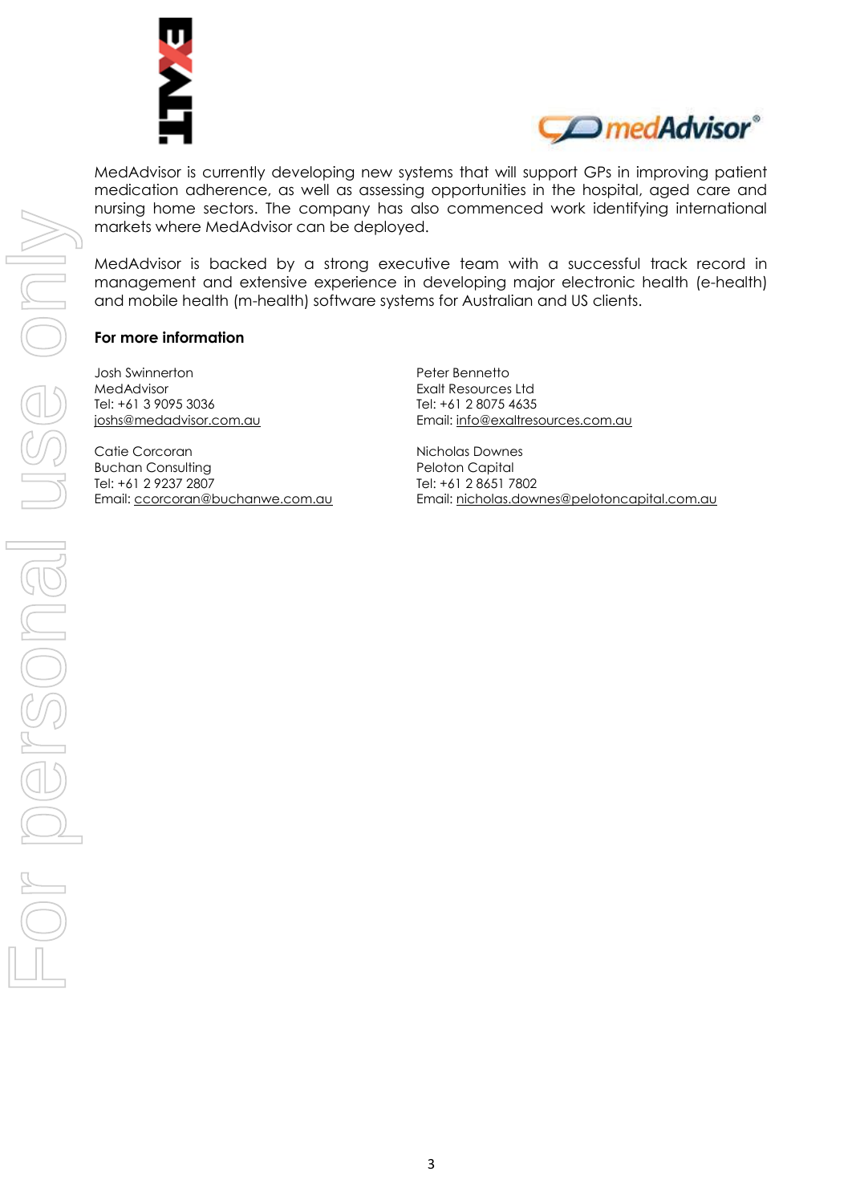MedAdvisor is currently developing new systems that will support GPs in improving patient medication adherence, as well as assessing opportunities in the hospital, aged care and nursing home sectors. The company has also commenced work identifying international markets where MedAdvisor can be deployed.

MedAdvisor is backed by a strong executive team with a successful track record in management and extensive experience in developing major electronic health (e-health) and mobile health (m-health) software systems for Australian and US clients.

**For more information**

Josh Swinnerton
MedAdvisor
Tel: +61 3 9095 3036
joshs@medadvisor.com.au

Catie Corcoran
Buchan Consulting
Tel: +61 2 9237 2807
Email: ccorcoran@buchanwe.com.au

Peter Bennetto
Exalt Resources Ltd
Tel: +61 2 8075 4635
Email: info@exaltresources.com.au

Nicholas Downes
Peloton Capital
Tel: +61 2 8651 7802
Email: nicholas.downes@pelotoncapital.com.au